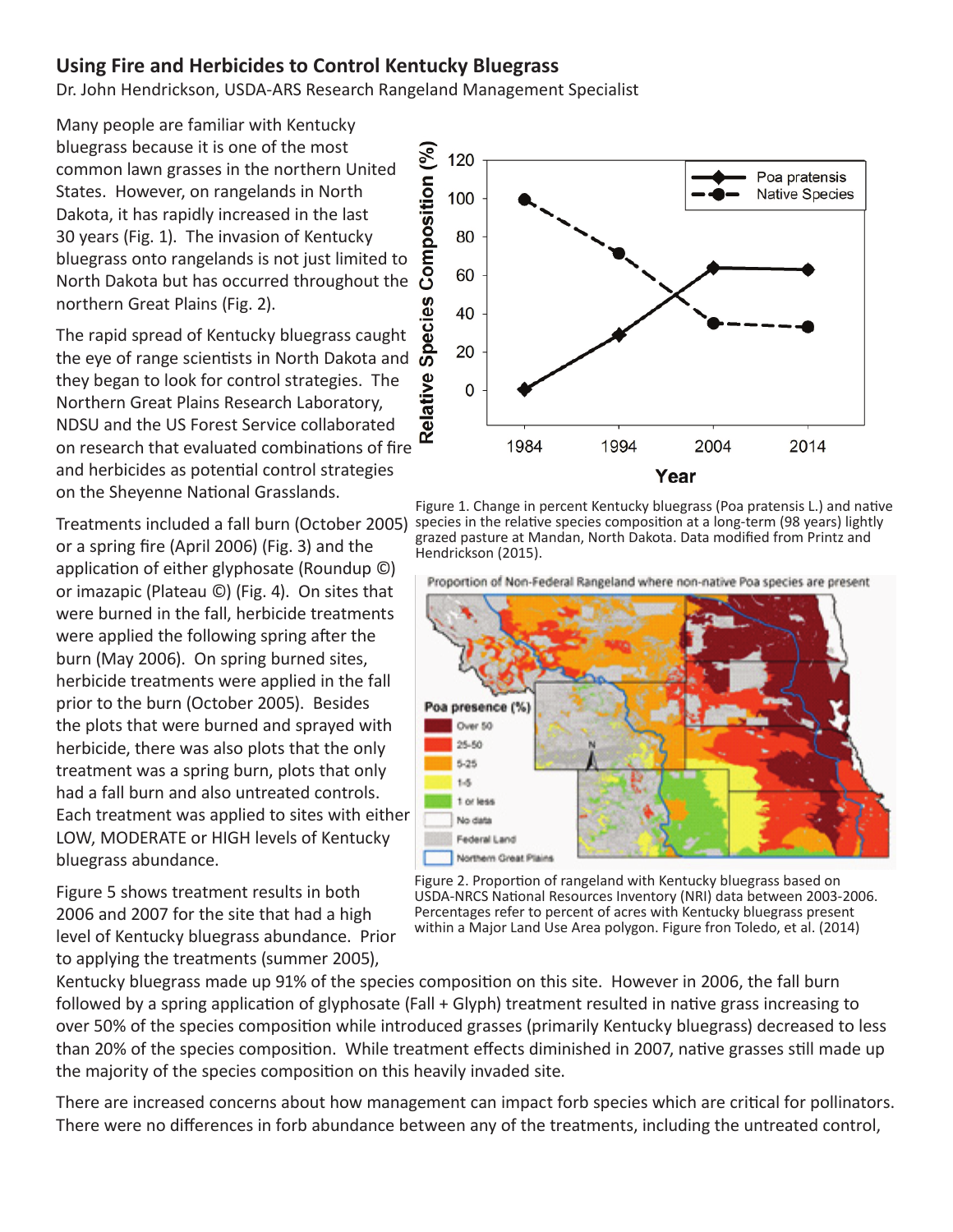## Using Fire and Herbicides to Control Kentucky Bluegrass

Dr. John Hendrickson, USDA-ARS Research Rangeland Management Specialist

Many people are familiar with Kentucky bluegrass because it is one of the most common lawn grasses in the northern United States. However, on rangelands in North Dakota, it has rapidly increased in the last 30 years (Fig. 1). The invasion of Kentucky bluegrass onto rangelands is not just limited to North Dakota but has occurred throughout the northern Great Plains (Fig. 2).

The rapid spread of Kentucky bluegrass caught the eye of range scientists in North Dakota and they began to look for control strategies. The Northern Great Plains Research Laboratory, NDSU and the US Forest Service collaborated on research that evaluated combinations of fire and herbicides as potential control strategies on the Sheyenne National Grasslands.

Figure 1. Change in percent Kentucky bluegrass (Poa pratensis L.) and native species in the relative species composition at a long-term (98 years) lightly grazed pasture at Mandan, North Dakota. Data modified from Printz and Hendrickson (2015).

Treatments included a fall burn (October 2005) or a spring fire (April 2006) (Fig. 3) and the application of either glyphosate (Roundup ©) or imazapic (Plateau ©) (Fig. 4). On sites that were burned in the fall, herbicide treatments were applied the following spring after the burn (May 2006). On spring burned sites, herbicide treatments were applied in the fall prior to the burn (October 2005). Besides the plots that were burned and sprayed with herbicide, there was also plots that the only treatment was a spring burn, plots that only had a fall burn and also untreated controls. Each treatment was applied to sites with either LOW, MODERATE or HIGH levels of Kentucky bluegrass abundance.

Figure 2. Proportion of rangeland with Kentucky bluegrass based on USDA-NRCS National Resources Inventory (NRI) data between 2003-2006. Percentages refer to percent of acres with Kentucky bluegrass present within a Major Land Use Area polygon. Figure fron Toledo, et al. (2014)

Figure 5 shows treatment results in both 2006 and 2007 for the site that had a high level of Kentucky bluegrass abundance. Prior to applying the treatments (summer 2005), Kentucky bluegrass made up 91% of the species composition on this site. However in 2006, the fall burn followed by a spring application of glyphosate (Fall + Glyph) treatment resulted in native grass increasing to over 50% of the species composition while introduced grasses (primarily Kentucky bluegrass) decreased to less than 20% of the species composition. While treatment effects diminished in 2007, native grasses still made up the majority of the species composition on this heavily invaded site.

There are increased concerns about how management can impact forb species which are critical for pollinators. There were no differences in forb abundance between any of the treatments, including the untreated control,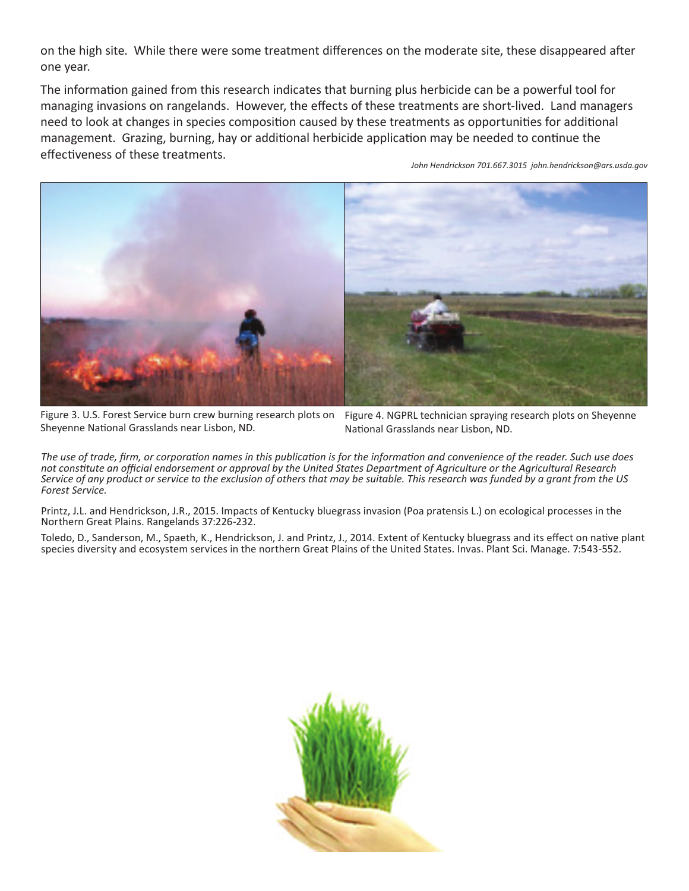on the high site. While there were some treatment differences on the moderate site, these disappeared after one year.

The information gained from this research indicates that burning plus herbicide can be a powerful tool for managing invasions on rangelands. However, the effects of these treatments are short-lived. Land managers need to look at changes in species composition caused by these treatments as opportunities for additional management. Grazing, burning, hay or additional herbicide application may be needed to continue the effectiveness of these treatments.

*John Hendrickson 701.667.3015 john.hendrickson@ars.usda.gov*

Figure 3. U.S. Forest Service burn crew burning research plots on Sheyenne National Grasslands near Lisbon, ND.

Figure 4. NGPRL technician spraying research plots on Sheyenne National Grasslands near Lisbon, ND.

*The use of trade, firm, or corporation names in this publication is for the information and convenience of the reader. Such use does not constitute an official endorsement or approval by the United States Department of Agriculture or the Agricultural Research Service of any product or service to the exclusion of others that may be suitable. This research was funded by a grant from the US Forest Service.*

Printz, J.L. and Hendrickson, J.R., 2015. Impacts of Kentucky bluegrass invasion (Poa pratensis L.) on ecological processes in the Northern Great Plains. Rangelands 37:226-232.

Toledo, D., Sanderson, M., Spaeth, K., Hendrickson, J. and Printz, J., 2014. Extent of Kentucky bluegrass and its effect on native plant species diversity and ecosystem services in the northern Great Plains of the United States. Invas. Plant Sci. Manage. 7:543-552.